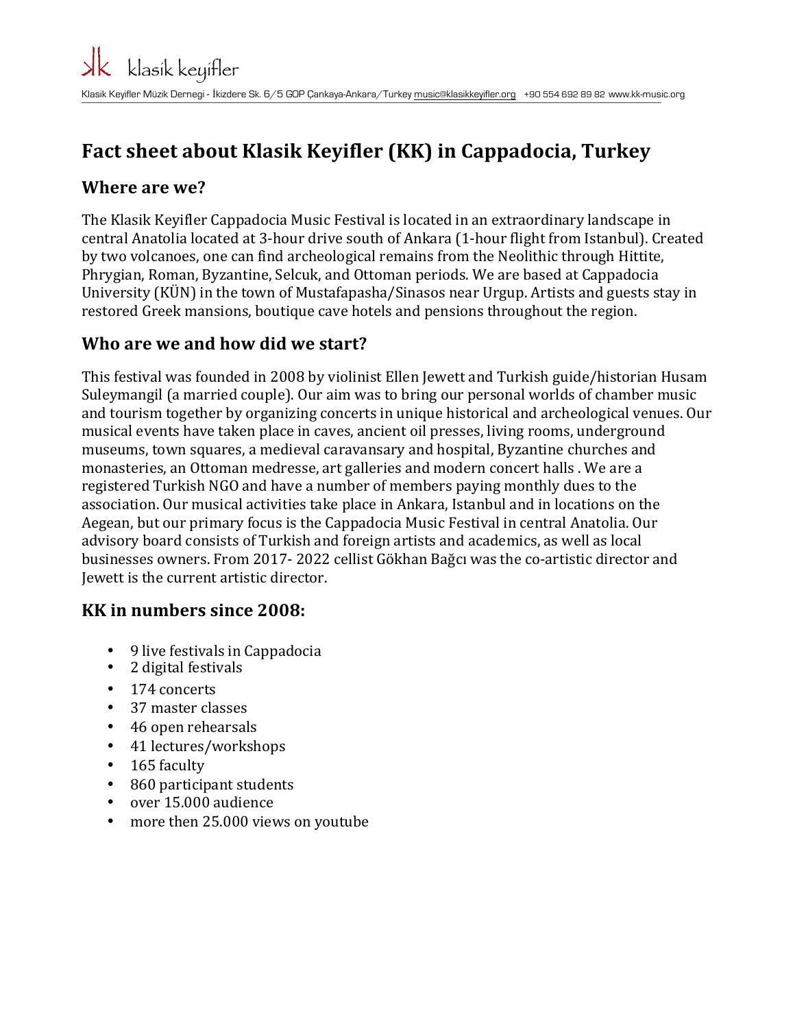klasik keyifler

Klasik Keyifler Müzik Dernegi - İkizdere Sk. 6/5 GOP Çankaya-Ankara/Turkey music@klasikkeyifler.org +90 554 692 89 82 www.kk-music.org

# Fact sheet about Klasik Keyifler (KK) in Cappadocia, Turkey

## Where are we?

The Klasik Keyifler Cappadocia Music Festival is located in an extraordinary landscape in central Anatolia located at 3-hour drive south of Ankara (1-hour flight from Istanbul). Created by two volcanoes, one can find archeological remains from the Neolithic through Hittite, Phrygian, Roman, Byzantine, Selcuk, and Ottoman periods. We are based at Cappadocia University (KÜN) in the town of Mustafapasha/Sinasos near Urgup. Artists and guests stay in restored Greek mansions, boutique cave hotels and pensions throughout the region.

## Who are we and how did we start?

This festival was founded in 2008 by violinist Ellen Jewett and Turkish guide/historian Husam Suleymangil (a married couple). Our aim was to bring our personal worlds of chamber music and tourism together by organizing concerts in unique historical and archeological venues. Our musical events have taken place in caves, ancient oil presses, living rooms, underground museums, town squares, a medieval caravansary and hospital, Byzantine churches and monasteries, an Ottoman medresse, art galleries and modern concert halls . We are a registered Turkish NGO and have a number of members paying monthly dues to the association. Our musical activities take place in Ankara, Istanbul and in locations on the Aegean, but our primary focus is the Cappadocia Music Festival in central Anatolia. Our advisory board consists of Turkish and foreign artists and academics, as well as local businesses owners. From 2017- 2022 cellist Gökhan Bağcı was the co-artistic director and Jewett is the current artistic director.

## KK in numbers since 2008:

- 9 live festivals in Cappadocia
- 2 digital festivals
- 174 concerts
- 37 master classes
- 46 open rehearsals
- 41 lectures/workshops
- 165 faculty
- 860 participant students
- over 15.000 audience
- more then 25.000 views on youtube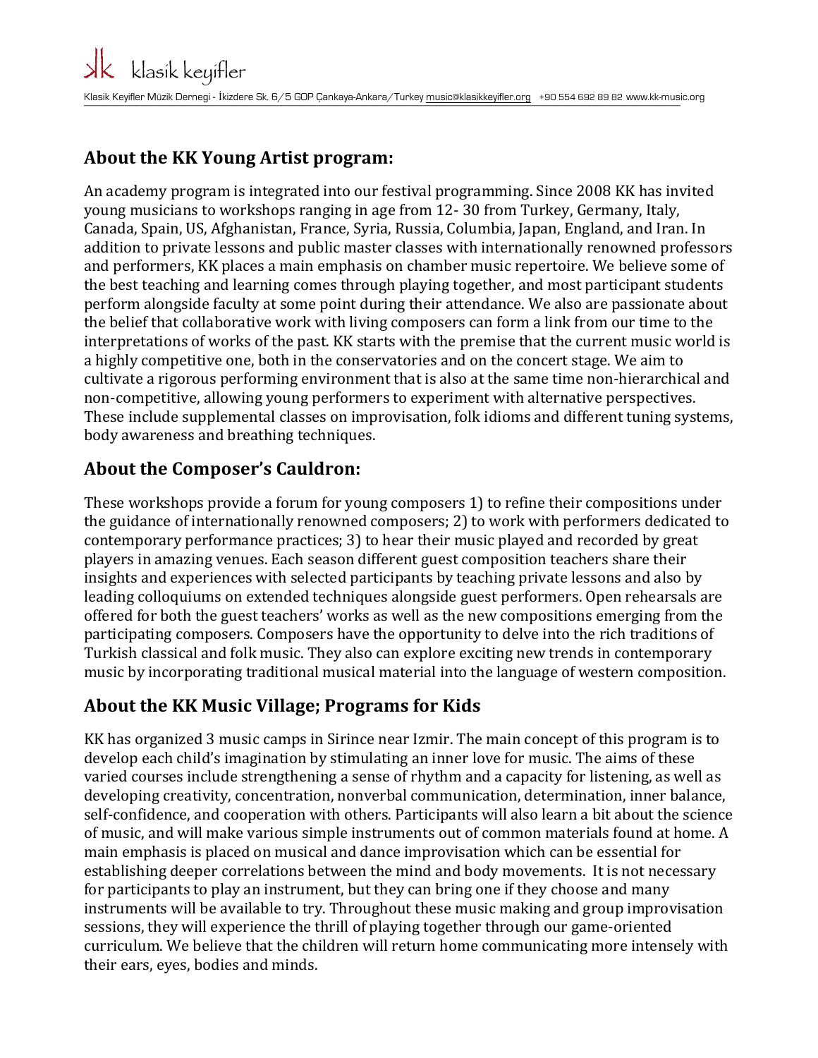## About the KK Young Artist program:

An academy program is integrated into our festival programming. Since 2008 KK has invited young musicians to workshops ranging in age from 12- 30 from Turkey, Germany, Italy, Canada, Spain, US, Afghanistan, France, Syria, Russia, Columbia, Japan, England, and Iran. In addition to private lessons and public master classes with internationally renowned professors and performers, KK places a main emphasis on chamber music repertoire. We believe some of the best teaching and learning comes through playing together, and most participant students perform alongside faculty at some point during their attendance. We also are passionate about the belief that collaborative work with living composers can form a link from our time to the interpretations of works of the past. KK starts with the premise that the current music world is a highly competitive one, both in the conservatories and on the concert stage. We aim to cultivate a rigorous performing environment that is also at the same time non-hierarchical and non-competitive, allowing young performers to experiment with alternative perspectives. These include supplemental classes on improvisation, folk idioms and different tuning systems, body awareness and breathing techniques.

## About the Composer's Cauldron:

These workshops provide a forum for young composers 1) to refine their compositions under the guidance of internationally renowned composers; 2) to work with performers dedicated to contemporary performance practices; 3) to hear their music played and recorded by great players in amazing venues. Each season different guest composition teachers share their insights and experiences with selected participants by teaching private lessons and also by leading colloquiums on extended techniques alongside guest performers. Open rehearsals are offered for both the guest teachers' works as well as the new compositions emerging from the participating composers. Composers have the opportunity to delve into the rich traditions of Turkish classical and folk music. They also can explore exciting new trends in contemporary music by incorporating traditional musical material into the language of western composition.

## About the KK Music Village; Programs for Kids

KK has organized 3 music camps in Sirince near Izmir. The main concept of this program is to develop each child's imagination by stimulating an inner love for music. The aims of these varied courses include strengthening a sense of rhythm and a capacity for listening, as well as developing creativity, concentration, nonverbal communication, determination, inner balance, self-confidence, and cooperation with others. Participants will also learn a bit about the science of music, and will make various simple instruments out of common materials found at home. A main emphasis is placed on musical and dance improvisation which can be essential for establishing deeper correlations between the mind and body movements. It is not necessary for participants to play an instrument, but they can bring one if they choose and many instruments will be available to try. Throughout these music making and group improvisation sessions, they will experience the thrill of playing together through our game-oriented curriculum. We believe that the children will return home communicating more intensely with their ears, eyes, bodies and minds.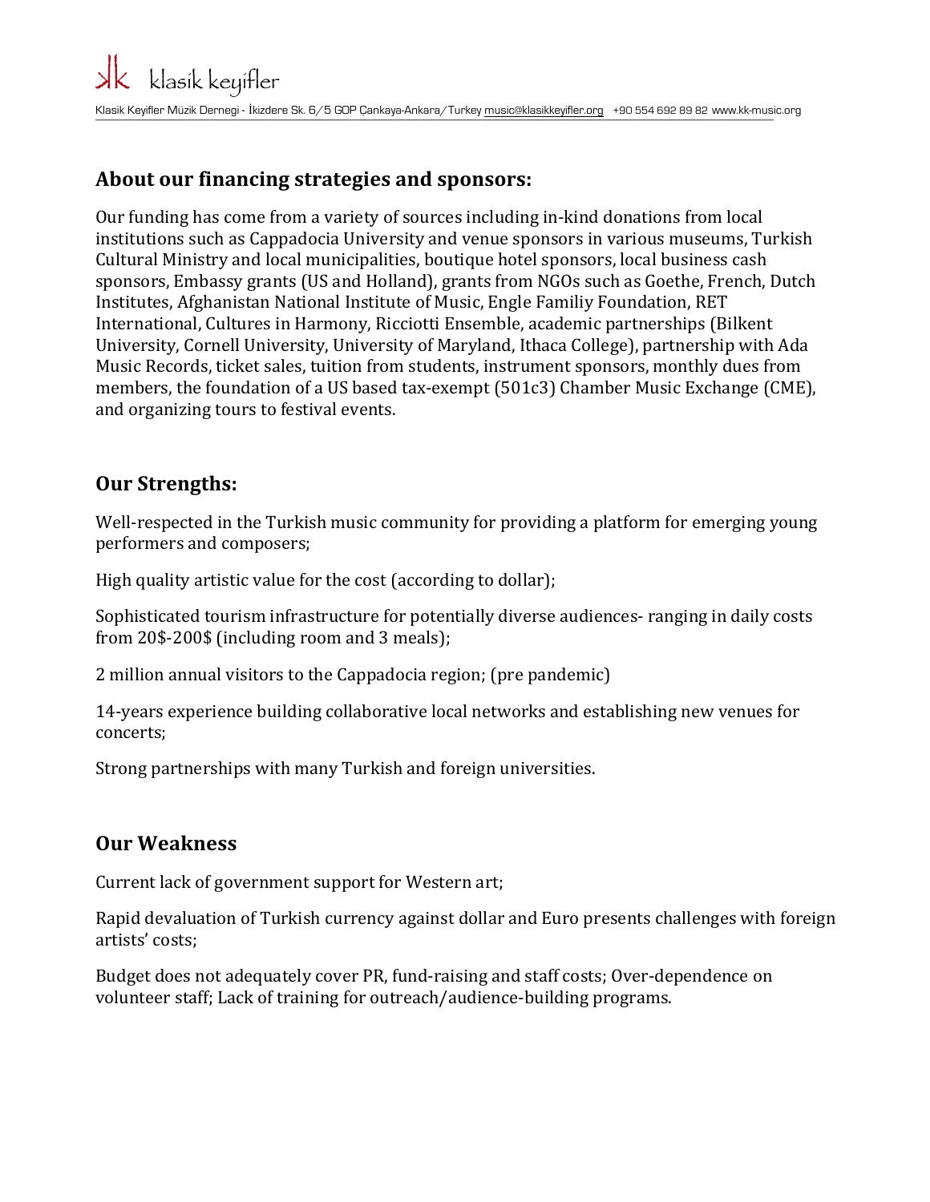## About our financing strategies and sponsors:

Our funding has come from a variety of sources including in-kind donations from local institutions such as Cappadocia University and venue sponsors in various museums, Turkish Cultural Ministry and local municipalities, boutique hotel sponsors, local business cash sponsors, Embassy grants (US and Holland), grants from NGOs such as Goethe, French, Dutch Institutes, Afghanistan National Institute of Music, Engle Familiy Foundation, RET International, Cultures in Harmony, Ricciotti Ensemble, academic partnerships (Bilkent University, Cornell University, University of Maryland, Ithaca College), partnership with Ada Music Records, ticket sales, tuition from students, instrument sponsors, monthly dues from members, the foundation of a US based tax-exempt (501c3) Chamber Music Exchange (CME), and organizing tours to festival events.

## Our Strengths:

Well-respected in the Turkish music community for providing a platform for emerging young performers and composers;

High quality artistic value for the cost (according to dollar);

Sophisticated tourism infrastructure for potentially diverse audiences- ranging in daily costs from 20$-200$ (including room and 3 meals);

2 million annual visitors to the Cappadocia region; (pre pandemic)

14-years experience building collaborative local networks and establishing new venues for concerts;

Strong partnerships with many Turkish and foreign universities.

## Our Weakness

Current lack of government support for Western art;

Rapid devaluation of Turkish currency against dollar and Euro presents challenges with foreign artists' costs;

Budget does not adequately cover PR, fund-raising and staff costs; Over-dependence on volunteer staff; Lack of training for outreach/audience-building programs.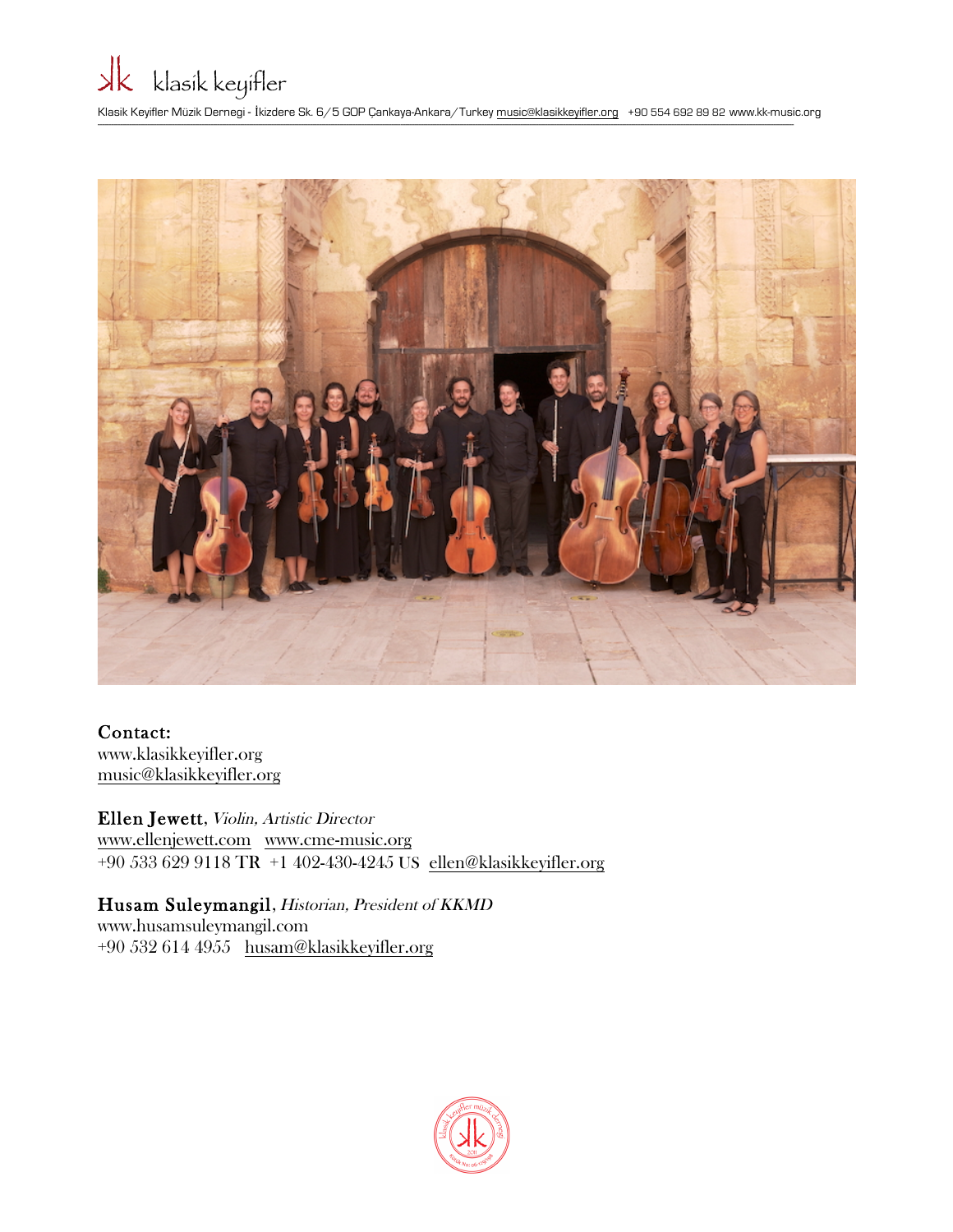Contact:
www.klasikkeyifler.org
music@klasikkeyifler.org

**Ellen Jewett**, *Violin, Artistic Director*
www.ellenjewett.com www.cme-music.org
+90 533 629 9118 TR +1 402-430-4245 US ellen@klasikkeyifler.org

**Husam Suleymangil**, *Historian, President of KKMD*
www.husamsuleymangil.com
+90 532 614 4955 husam@klasikkeyifler.org